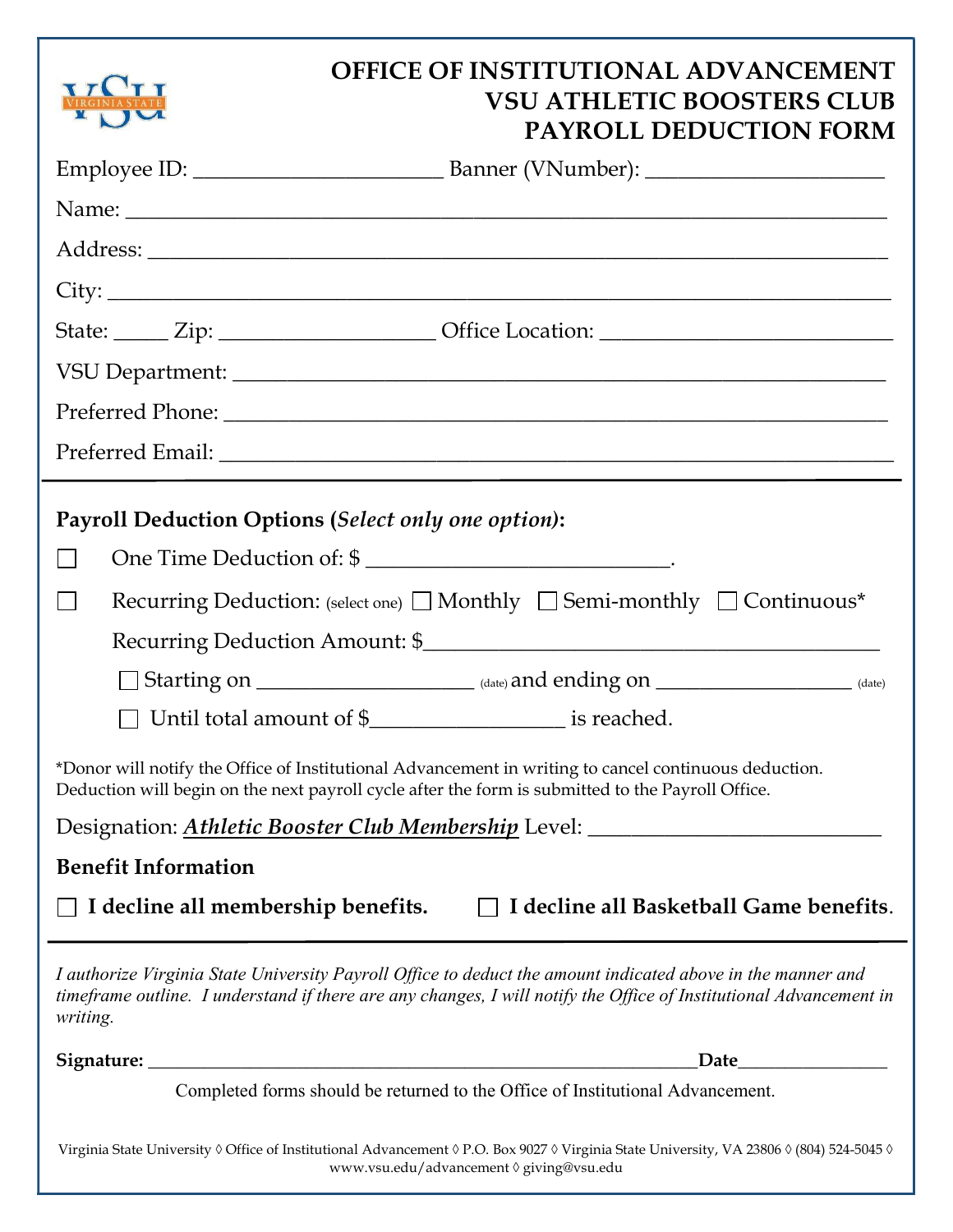# OFFICE OF INSTITUTIONAL ADVANCEMENT
# VSU ATHLETIC BOOSTERS CLUB
# PAYROLL DEDUCTION FORM

Employee ID: ______________________ Banner (VNumber): ______________________

Name: ______________________________________________________________________

Address: ____________________________________________________________________

City: _______________________________________________________________________

State: _____ Zip: ___________________ Office Location: __________________________

VSU Department: _____________________________________________________________

Preferred Phone: _____________________________________________________________

Preferred Email: _____________________________________________________________

---

**Payroll Deduction Options (*Select only one option*):**

☐ One Time Deduction of: $ ___________________________.

☐ Recurring Deduction: (select one) ☐ Monthly ☐ Semi-monthly ☐ Continuous*

Recurring Deduction Amount: $________________________________________

☐ Starting on ___________________ (date) and ending on _________________ (date)

☐ Until total amount of $_________________ is reached.

*Donor will notify the Office of Institutional Advancement in writing to cancel continuous deduction. Deduction will begin on the next payroll cycle after the form is submitted to the Payroll Office.

Designation: ***Athletic Booster Club Membership*** Level: ___________________________

**Benefit Information**

☐ **I decline all membership benefits.** ☐ **I decline all Basketball Game benefits**.

---

*I authorize Virginia State University Payroll Office to deduct the amount indicated above in the manner and timeframe outline. I understand if there are any changes, I will notify the Office of Institutional Advancement in writing.*

**Signature:** ___________________________________________________________**Date**_______________

Completed forms should be returned to the Office of Institutional Advancement.

Virginia State University ◊ Office of Institutional Advancement ◊ P.O. Box 9027 ◊ Virginia State University, VA 23806 ◊ (804) 524-5045 ◊ www.vsu.edu/advancement ◊ giving@vsu.edu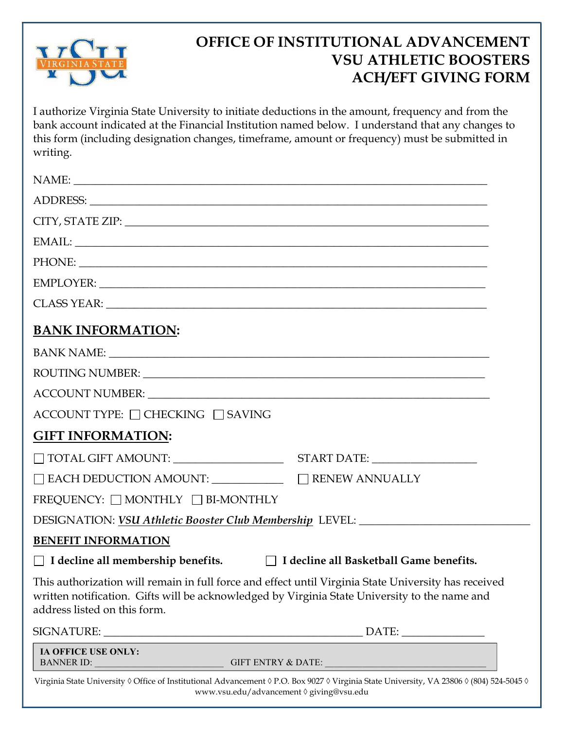# OFFICE OF INSTITUTIONAL ADVANCEMENT
# VSU ATHLETIC BOOSTERS
# ACH/EFT GIVING FORM

I authorize Virginia State University to initiate deductions in the amount, frequency and from the bank account indicated at the Financial Institution named below. I understand that any changes to this form (including designation changes, timeframe, amount or frequency) must be submitted in writing.

NAME: ___________________________________________________________________________

ADDRESS: ________________________________________________________________________

CITY, STATE ZIP: __________________________________________________________________

EMAIL: ___________________________________________________________________________

PHONE: __________________________________________________________________________

EMPLOYER: ______________________________________________________________________

CLASS YEAR: _____________________________________________________________________

## BANK INFORMATION:

BANK NAME: _____________________________________________________________________

ROUTING NUMBER: _______________________________________________________________

ACCOUNT NUMBER: _______________________________________________________________

ACCOUNT TYPE: ☐ CHECKING ☐ SAVING

## GIFT INFORMATION:

☐ TOTAL GIFT AMOUNT: ___________________ START DATE: __________________

☐ EACH DEDUCTION AMOUNT: ____________ ☐ RENEW ANNUALLY

FREQUENCY: ☐ MONTHLY ☐ BI-MONTHLY

DESIGNATION: ***VSU Athletic Booster Club Membership*** LEVEL: ______________________________

### BENEFIT INFORMATION

☐ **I decline all membership benefits.** ☐ **I decline all Basketball Game benefits.**

This authorization will remain in full force and effect until Virginia State University has received written notification. Gifts will be acknowledged by Virginia State University to the name and address listed on this form.

SIGNATURE: _______________________________________________ DATE: ______________

**IA OFFICE USE ONLY:**
BANNER ID: _________________________ GIFT ENTRY & DATE: _________________________________

Virginia State University ◊ Office of Institutional Advancement ◊ P.O. Box 9027 ◊ Virginia State University, VA 23806 ◊ (804) 524-5045 ◊ www.vsu.edu/advancement ◊ giving@vsu.edu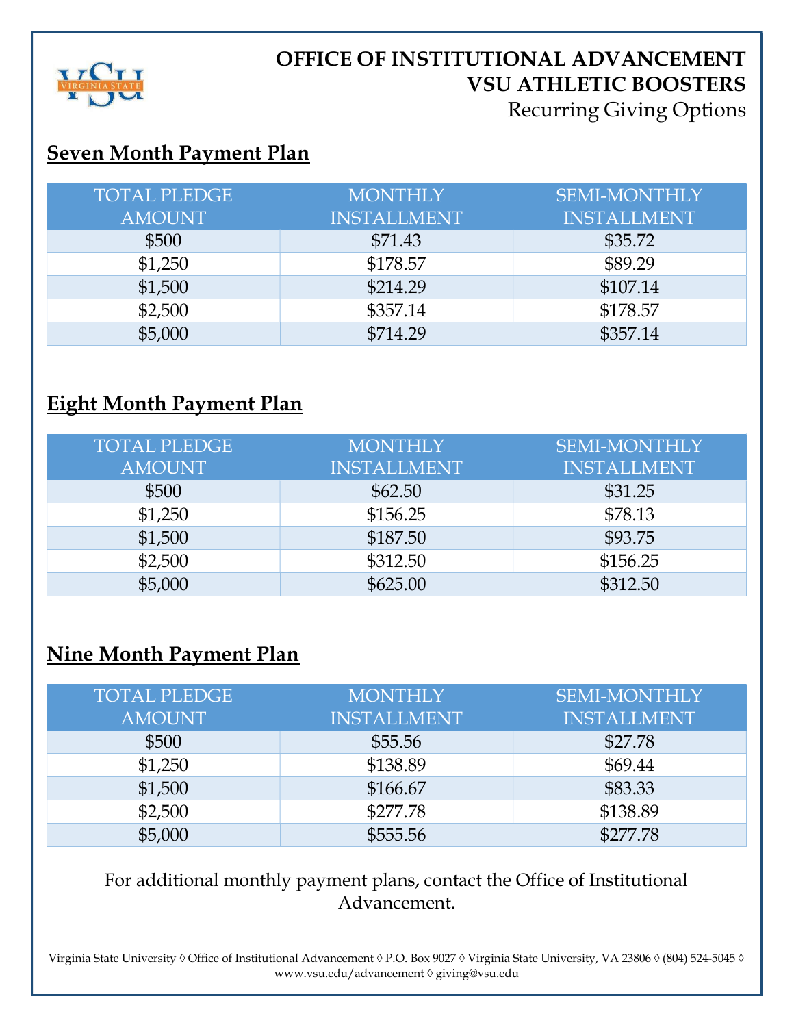# OFFICE OF INSTITUTIONAL ADVANCEMENT
# VSU ATHLETIC BOOSTERS
Recurring Giving Options

## Seven Month Payment Plan

| TOTAL PLEDGE AMOUNT | MONTHLY INSTALLMENT | SEMI-MONTHLY INSTALLMENT |
|---|---|---|
| $500 | $71.43 | $35.72 |
| $1,250 | $178.57 | $89.29 |
| $1,500 | $214.29 | $107.14 |
| $2,500 | $357.14 | $178.57 |
| $5,000 | $714.29 | $357.14 |

## Eight Month Payment Plan

| TOTAL PLEDGE AMOUNT | MONTHLY INSTALLMENT | SEMI-MONTHLY INSTALLMENT |
|---|---|---|
| $500 | $62.50 | $31.25 |
| $1,250 | $156.25 | $78.13 |
| $1,500 | $187.50 | $93.75 |
| $2,500 | $312.50 | $156.25 |
| $5,000 | $625.00 | $312.50 |

## Nine Month Payment Plan

| TOTAL PLEDGE AMOUNT | MONTHLY INSTALLMENT | SEMI-MONTHLY INSTALLMENT |
|---|---|---|
| $500 | $55.56 | $27.78 |
| $1,250 | $138.89 | $69.44 |
| $1,500 | $166.67 | $83.33 |
| $2,500 | $277.78 | $138.89 |
| $5,000 | $555.56 | $277.78 |

For additional monthly payment plans, contact the Office of Institutional Advancement.

Virginia State University ◊ Office of Institutional Advancement ◊ P.O. Box 9027 ◊ Virginia State University, VA 23806 ◊ (804) 524-5045 ◊ www.vsu.edu/advancement ◊ giving@vsu.edu